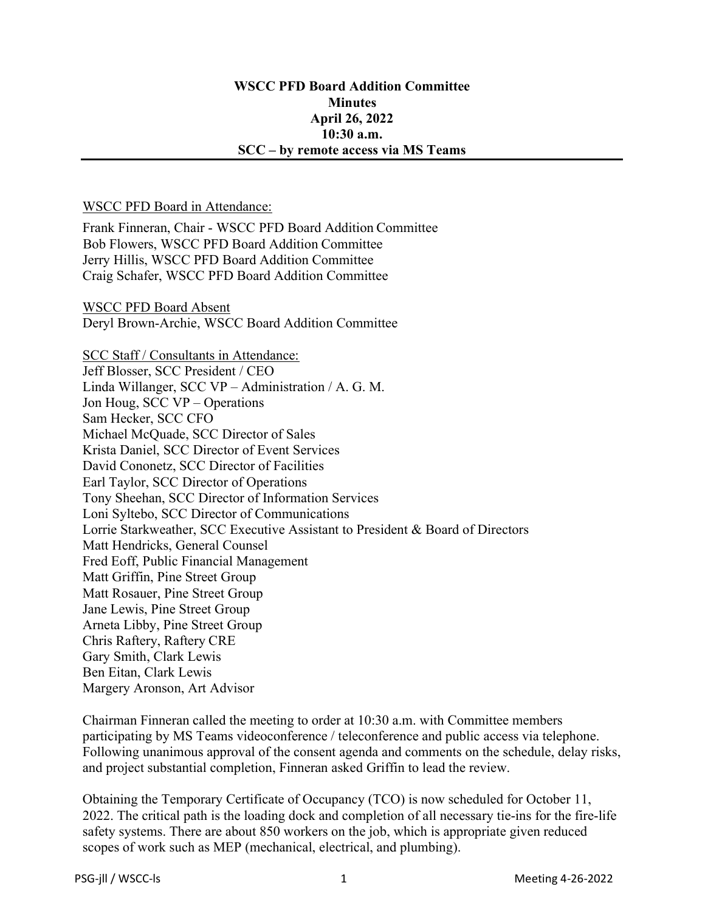**WSCC PFD Board Addition Committee**
**Minutes**
**April 26, 2022**
**10:30 a.m.**
**SCC – by remote access via MS Teams**

---

WSCC PFD Board in Attendance:

Frank Finneran, Chair - WSCC PFD Board Addition Committee
Bob Flowers, WSCC PFD Board Addition Committee
Jerry Hillis, WSCC PFD Board Addition Committee
Craig Schafer, WSCC PFD Board Addition Committee

WSCC PFD Board Absent
Deryl Brown-Archie, WSCC Board Addition Committee

SCC Staff / Consultants in Attendance:
Jeff Blosser, SCC President / CEO
Linda Willanger, SCC VP – Administration / A. G. M.
Jon Houg, SCC VP – Operations
Sam Hecker, SCC CFO
Michael McQuade, SCC Director of Sales
Krista Daniel, SCC Director of Event Services
David Cononetz, SCC Director of Facilities
Earl Taylor, SCC Director of Operations
Tony Sheehan, SCC Director of Information Services
Loni Syltebo, SCC Director of Communications
Lorrie Starkweather, SCC Executive Assistant to President & Board of Directors
Matt Hendricks, General Counsel
Fred Eoff, Public Financial Management
Matt Griffin, Pine Street Group
Matt Rosauer, Pine Street Group
Jane Lewis, Pine Street Group
Arneta Libby, Pine Street Group
Chris Raftery, Raftery CRE
Gary Smith, Clark Lewis
Ben Eitan, Clark Lewis
Margery Aronson, Art Advisor

Chairman Finneran called the meeting to order at 10:30 a.m. with Committee members participating by MS Teams videoconference / teleconference and public access via telephone. Following unanimous approval of the consent agenda and comments on the schedule, delay risks, and project substantial completion, Finneran asked Griffin to lead the review.

Obtaining the Temporary Certificate of Occupancy (TCO) is now scheduled for October 11, 2022. The critical path is the loading dock and completion of all necessary tie-ins for the fire-life safety systems. There are about 850 workers on the job, which is appropriate given reduced scopes of work such as MEP (mechanical, electrical, and plumbing).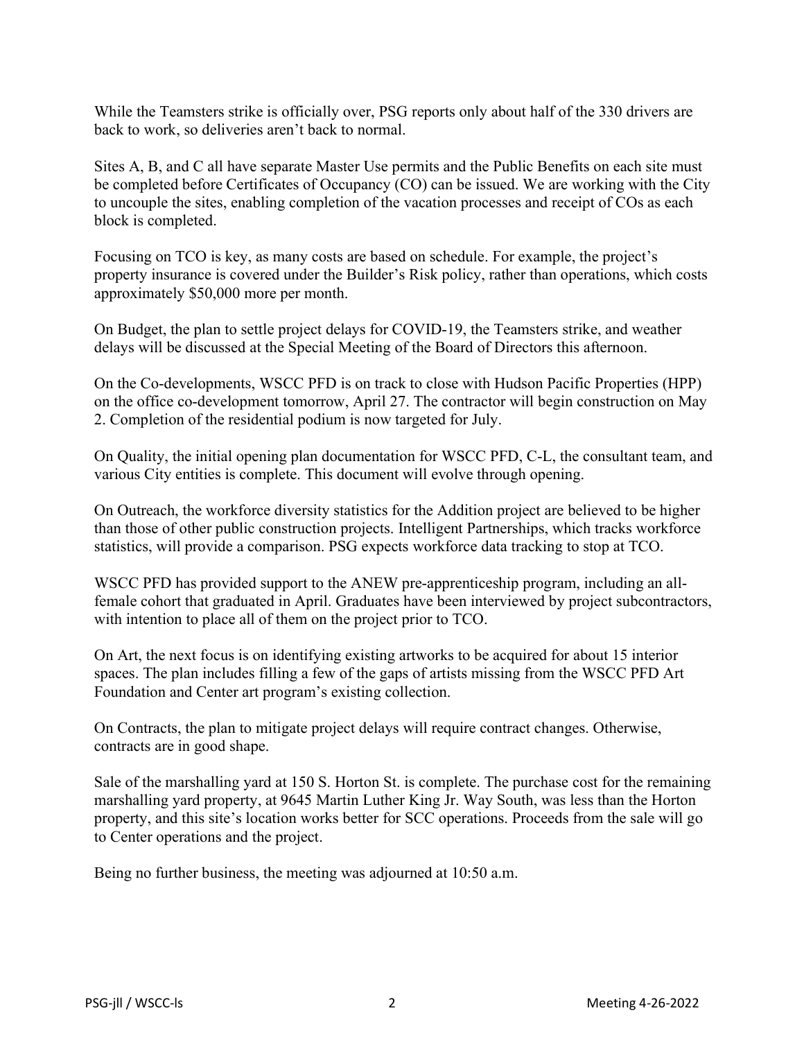While the Teamsters strike is officially over, PSG reports only about half of the 330 drivers are back to work, so deliveries aren't back to normal.

Sites A, B, and C all have separate Master Use permits and the Public Benefits on each site must be completed before Certificates of Occupancy (CO) can be issued. We are working with the City to uncouple the sites, enabling completion of the vacation processes and receipt of COs as each block is completed.

Focusing on TCO is key, as many costs are based on schedule. For example, the project's property insurance is covered under the Builder's Risk policy, rather than operations, which costs approximately $50,000 more per month.

On Budget, the plan to settle project delays for COVID-19, the Teamsters strike, and weather delays will be discussed at the Special Meeting of the Board of Directors this afternoon.

On the Co-developments, WSCC PFD is on track to close with Hudson Pacific Properties (HPP) on the office co-development tomorrow, April 27. The contractor will begin construction on May 2. Completion of the residential podium is now targeted for July.

On Quality, the initial opening plan documentation for WSCC PFD, C-L, the consultant team, and various City entities is complete. This document will evolve through opening.

On Outreach, the workforce diversity statistics for the Addition project are believed to be higher than those of other public construction projects. Intelligent Partnerships, which tracks workforce statistics, will provide a comparison. PSG expects workforce data tracking to stop at TCO.

WSCC PFD has provided support to the ANEW pre-apprenticeship program, including an all-female cohort that graduated in April. Graduates have been interviewed by project subcontractors, with intention to place all of them on the project prior to TCO.

On Art, the next focus is on identifying existing artworks to be acquired for about 15 interior spaces. The plan includes filling a few of the gaps of artists missing from the WSCC PFD Art Foundation and Center art program's existing collection.

On Contracts, the plan to mitigate project delays will require contract changes. Otherwise, contracts are in good shape.

Sale of the marshalling yard at 150 S. Horton St. is complete. The purchase cost for the remaining marshalling yard property, at 9645 Martin Luther King Jr. Way South, was less than the Horton property, and this site's location works better for SCC operations. Proceeds from the sale will go to Center operations and the project.

Being no further business, the meeting was adjourned at 10:50 a.m.